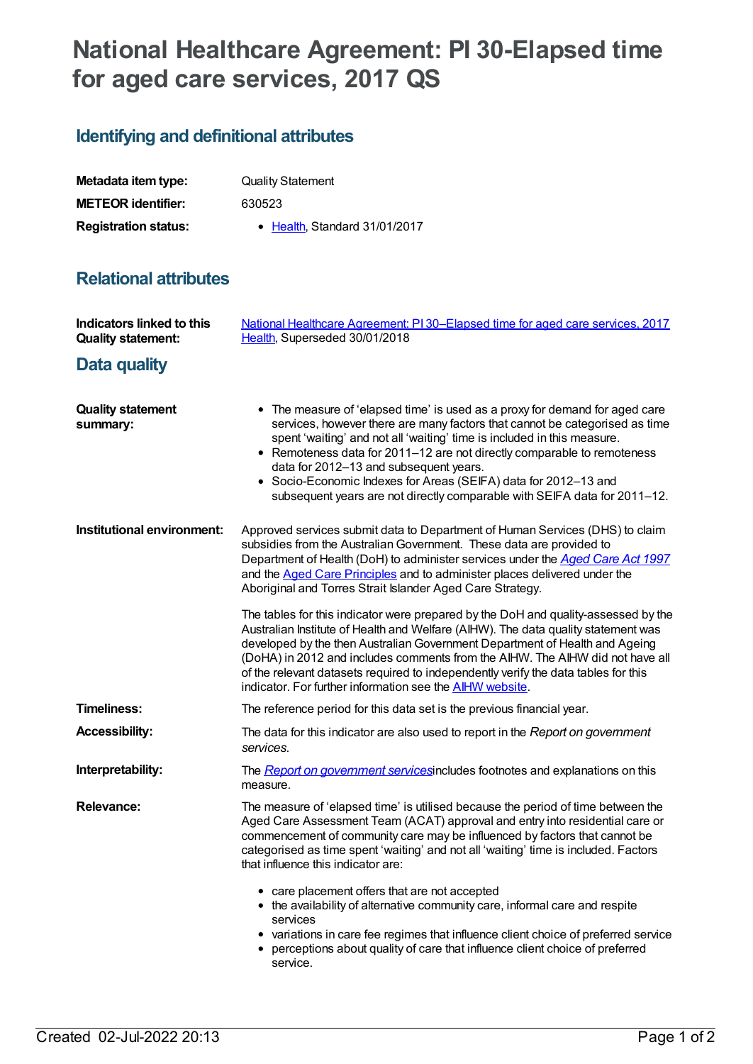# National Healthcare Agreement: PI 30-Elapsed time for aged care services, 2017 QS

## Identifying and definitional attributes

| | |
|---|---|
| **Metadata item type:** | Quality Statement |
| **METEOR identifier:** | 630523 |
| **Registration status:** | • Health, Standard 31/01/2017 |

## Relational attributes

| | |
|---|---|
| **Indicators linked to this Quality statement:** | National Healthcare Agreement: PI 30–Elapsed time for aged care services, 2017<br>Health, Superseded 30/01/2018 |

## Data quality

**Quality statement summary:**

- The measure of 'elapsed time' is used as a proxy for demand for aged care services, however there are many factors that cannot be categorised as time spent 'waiting' and not all 'waiting' time is included in this measure.
- Remoteness data for 2011–12 are not directly comparable to remoteness data for 2012–13 and subsequent years.
- Socio-Economic Indexes for Areas (SEIFA) data for 2012–13 and subsequent years are not directly comparable with SEIFA data for 2011–12.

**Institutional environment:**

Approved services submit data to Department of Human Services (DHS) to claim subsidies from the Australian Government. These data are provided to Department of Health (DoH) to administer services under the *Aged Care Act 1997* and the Aged Care Principles and to administer places delivered under the Aboriginal and Torres Strait Islander Aged Care Strategy.

The tables for this indicator were prepared by the DoH and quality-assessed by the Australian Institute of Health and Welfare (AIHW). The data quality statement was developed by the then Australian Government Department of Health and Ageing (DoHA) in 2012 and includes comments from the AIHW. The AIHW did not have all of the relevant datasets required to independently verify the data tables for this indicator. For further information see the AIHW website.

**Timeliness:**

The reference period for this data set is the previous financial year.

**Accessibility:**

The data for this indicator are also used to report in the *Report on government services*.

**Interpretability:**

The *Report on government services* includes footnotes and explanations on this measure.

**Relevance:**

The measure of 'elapsed time' is utilised because the period of time between the Aged Care Assessment Team (ACAT) approval and entry into residential care or commencement of community care may be influenced by factors that cannot be categorised as time spent 'waiting' and not all 'waiting' time is included. Factors that influence this indicator are:

- care placement offers that are not accepted
- the availability of alternative community care, informal care and respite services
- variations in care fee regimes that influence client choice of preferred service
- perceptions about quality of care that influence client choice of preferred service.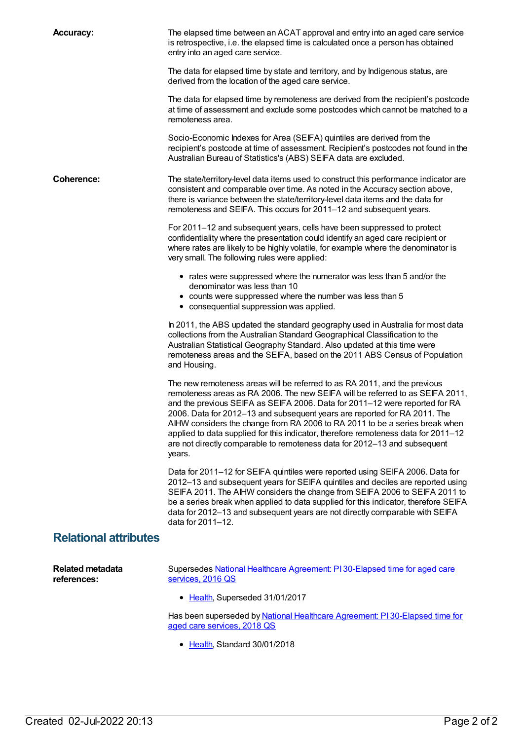**Accuracy:**

The elapsed time between an ACAT approval and entry into an aged care service is retrospective, i.e. the elapsed time is calculated once a person has obtained entry into an aged care service.

The data for elapsed time by state and territory, and by Indigenous status, are derived from the location of the aged care service.

The data for elapsed time by remoteness are derived from the recipient's postcode at time of assessment and exclude some postcodes which cannot be matched to a remoteness area.

Socio-Economic Indexes for Area (SEIFA) quintiles are derived from the recipient's postcode at time of assessment. Recipient's postcodes not found in the Australian Bureau of Statistics's (ABS) SEIFA data are excluded.

**Coherence:**

The state/territory-level data items used to construct this performance indicator are consistent and comparable over time. As noted in the Accuracy section above, there is variance between the state/territory-level data items and the data for remoteness and SEIFA. This occurs for 2011–12 and subsequent years.

For 2011–12 and subsequent years, cells have been suppressed to protect confidentiality where the presentation could identify an aged care recipient or where rates are likely to be highly volatile, for example where the denominator is very small. The following rules were applied:

- rates were suppressed where the numerator was less than 5 and/or the denominator was less than 10
- counts were suppressed where the number was less than 5
- consequential suppression was applied.

In 2011, the ABS updated the standard geography used in Australia for most data collections from the Australian Standard Geographical Classification to the Australian Statistical Geography Standard. Also updated at this time were remoteness areas and the SEIFA, based on the 2011 ABS Census of Population and Housing.

The new remoteness areas will be referred to as RA 2011, and the previous remoteness areas as RA 2006. The new SEIFA will be referred to as SEIFA 2011, and the previous SEIFA as SEIFA 2006. Data for 2011–12 were reported for RA 2006. Data for 2012–13 and subsequent years are reported for RA 2011. The AIHW considers the change from RA 2006 to RA 2011 to be a series break when applied to data supplied for this indicator, therefore remoteness data for 2011–12 are not directly comparable to remoteness data for 2012–13 and subsequent years.

Data for 2011–12 for SEIFA quintiles were reported using SEIFA 2006. Data for 2012–13 and subsequent years for SEIFA quintiles and deciles are reported using SEIFA 2011. The AIHW considers the change from SEIFA 2006 to SEIFA 2011 to be a series break when applied to data supplied for this indicator, therefore SEIFA data for 2012–13 and subsequent years are not directly comparable with SEIFA data for 2011–12.

## Relational attributes

**Related metadata references:**

Supersedes National Healthcare Agreement: PI 30-Elapsed time for aged care services, 2016 QS

- Health, Superseded 31/01/2017

Has been superseded by National Healthcare Agreement: PI 30-Elapsed time for aged care services, 2018 QS

- Health, Standard 30/01/2018